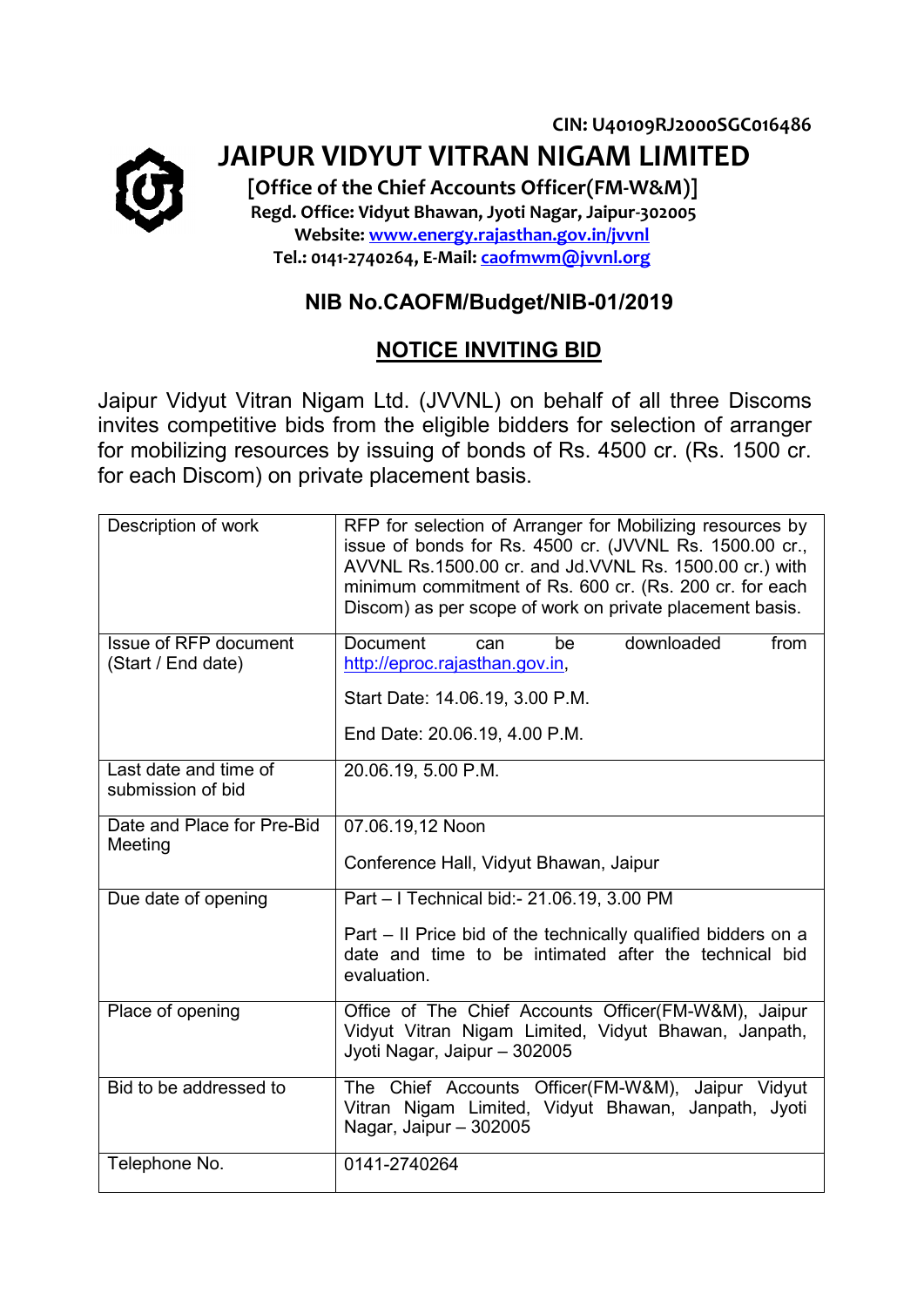CIN: U40109RJ2000SGC016486

# JAIPUR VIDYUT VITRAN NIGAM LIMITED

**[Office of the Chief Accounts Officer(FM-W&M)]**
**Regd. Office: Vidyut Bhawan, Jyoti Nagar, Jaipur-302005**
**Website: www.energy.rajasthan.gov.in/jvvnl**
**Tel.: 0141-2740264, E-Mail: caofmwm@jvvnl.org**

## NIB No.CAOFM/Budget/NIB-01/2019

## NOTICE INVITING BID

Jaipur Vidyut Vitran Nigam Ltd. (JVVNL) on behalf of all three Discoms invites competitive bids from the eligible bidders for selection of arranger for mobilizing resources by issuing of bonds of Rs. 4500 cr. (Rs. 1500 cr. for each Discom) on private placement basis.

| | |
|---|---|
| Description of work | RFP for selection of Arranger for Mobilizing resources by issue of bonds for Rs. 4500 cr. (JVVNL Rs. 1500.00 cr., AVVNL Rs.1500.00 cr. and Jd.VVNL Rs. 1500.00 cr.) with minimum commitment of Rs. 600 cr. (Rs. 200 cr. for each Discom) as per scope of work on private placement basis. |
| Issue of RFP document (Start / End date) | Document can be downloaded from http://eproc.rajasthan.gov.in,<br><br>Start Date: 14.06.19, 3.00 P.M.<br><br>End Date: 20.06.19, 4.00 P.M. |
| Last date and time of submission of bid | 20.06.19, 5.00 P.M. |
| Date and Place for Pre-Bid Meeting | 07.06.19,12 Noon<br><br>Conference Hall, Vidyut Bhawan, Jaipur |
| Due date of opening | Part – I Technical bid:- 21.06.19, 3.00 PM<br><br>Part – II Price bid of the technically qualified bidders on a date and time to be intimated after the technical bid evaluation. |
| Place of opening | Office of The Chief Accounts Officer(FM-W&M), Jaipur Vidyut Vitran Nigam Limited, Vidyut Bhawan, Janpath, Jyoti Nagar, Jaipur – 302005 |
| Bid to be addressed to | The Chief Accounts Officer(FM-W&M), Jaipur Vidyut Vitran Nigam Limited, Vidyut Bhawan, Janpath, Jyoti Nagar, Jaipur – 302005 |
| Telephone No. | 0141-2740264 |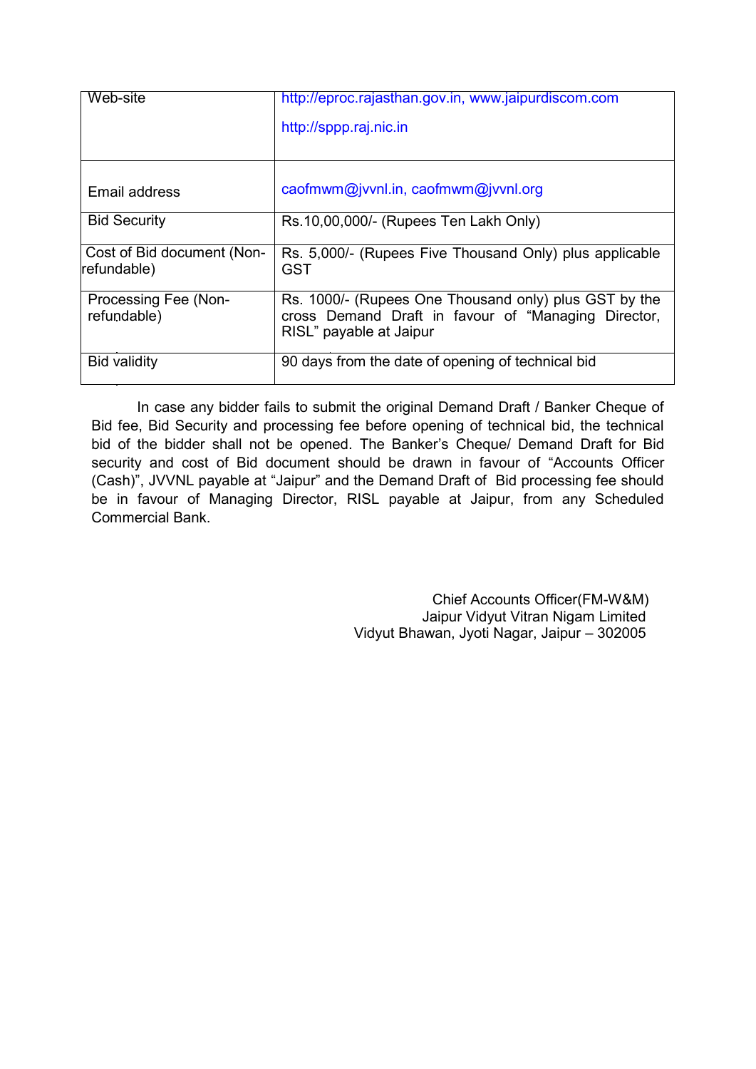| | |
|---|---|
| Web-site | http://eproc.rajasthan.gov.in, www.jaipurdiscom.com<br>http://sppp.raj.nic.in |
| Email address | caofmwm@jvvnl.in, caofmwm@jvvnl.org |
| Bid Security | Rs.10,00,000/- (Rupees Ten Lakh Only) |
| Cost of Bid document (Non-refundable) | Rs. 5,000/- (Rupees Five Thousand Only) plus applicable GST |
| Processing Fee (Non-refundable) | Rs. 1000/- (Rupees One Thousand only) plus GST by the cross Demand Draft in favour of "Managing Director, RISL" payable at Jaipur |
| Bid validity | 90 days from the date of opening of technical bid |

In case any bidder fails to submit the original Demand Draft / Banker Cheque of Bid fee, Bid Security and processing fee before opening of technical bid, the technical bid of the bidder shall not be opened. The Banker's Cheque/ Demand Draft for Bid security and cost of Bid document should be drawn in favour of "Accounts Officer (Cash)", JVVNL payable at "Jaipur" and the Demand Draft of Bid processing fee should be in favour of Managing Director, RISL payable at Jaipur, from any Scheduled Commercial Bank.

Chief Accounts Officer(FM-W&M)
Jaipur Vidyut Vitran Nigam Limited
Vidyut Bhawan, Jyoti Nagar, Jaipur – 302005